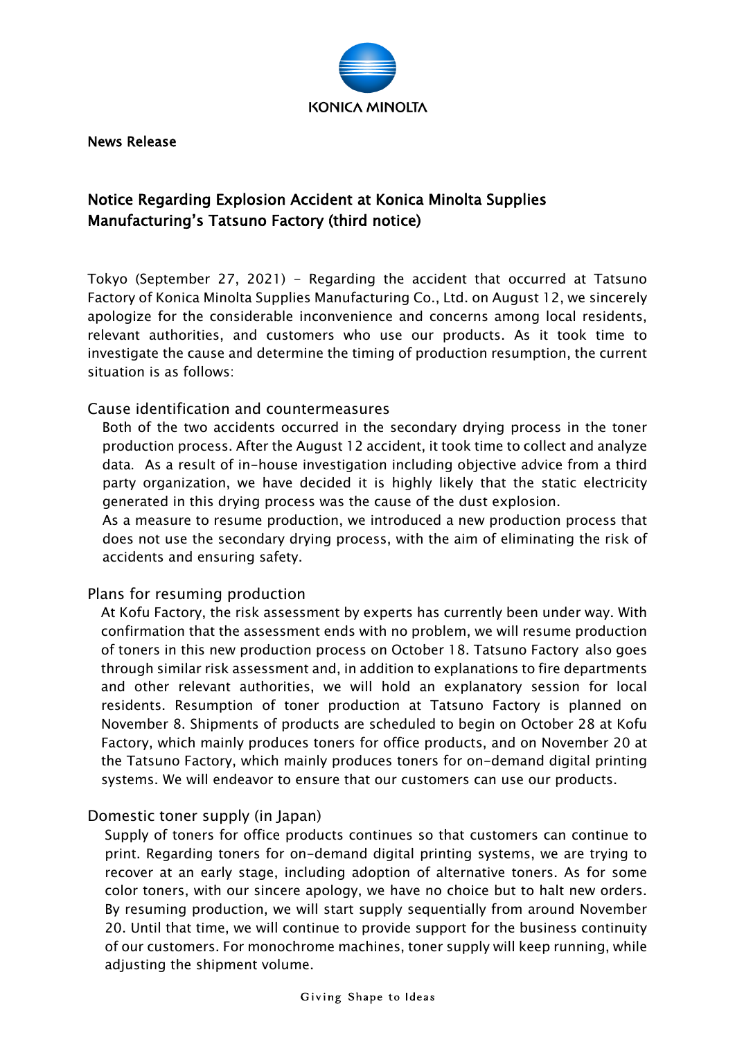News Release

# Notice Regarding Explosion Accident at Konica Minolta Supplies Manufacturing's Tatsuno Factory (third notice)

Tokyo (September 27, 2021) - Regarding the accident that occurred at Tatsuno Factory of Konica Minolta Supplies Manufacturing Co., Ltd. on August 12, we sincerely apologize for the considerable inconvenience and concerns among local residents, relevant authorities, and customers who use our products. As it took time to investigate the cause and determine the timing of production resumption, the current situation is as follows:

## Cause identification and countermeasures

Both of the two accidents occurred in the secondary drying process in the toner production process. After the August 12 accident, it took time to collect and analyze data. As a result of in-house investigation including objective advice from a third party organization, we have decided it is highly likely that the static electricity generated in this drying process was the cause of the dust explosion.

As a measure to resume production, we introduced a new production process that does not use the secondary drying process, with the aim of eliminating the risk of accidents and ensuring safety.

## Plans for resuming production

At Kofu Factory, the risk assessment by experts has currently been under way. With confirmation that the assessment ends with no problem, we will resume production of toners in this new production process on October 18. Tatsuno Factory also goes through similar risk assessment and, in addition to explanations to fire departments and other relevant authorities, we will hold an explanatory session for local residents. Resumption of toner production at Tatsuno Factory is planned on November 8. Shipments of products are scheduled to begin on October 28 at Kofu Factory, which mainly produces toners for office products, and on November 20 at the Tatsuno Factory, which mainly produces toners for on-demand digital printing systems. We will endeavor to ensure that our customers can use our products.

## Domestic toner supply (in Japan)

Supply of toners for office products continues so that customers can continue to print. Regarding toners for on-demand digital printing systems, we are trying to recover at an early stage, including adoption of alternative toners. As for some color toners, with our sincere apology, we have no choice but to halt new orders. By resuming production, we will start supply sequentially from around November 20. Until that time, we will continue to provide support for the business continuity of our customers. For monochrome machines, toner supply will keep running, while adjusting the shipment volume.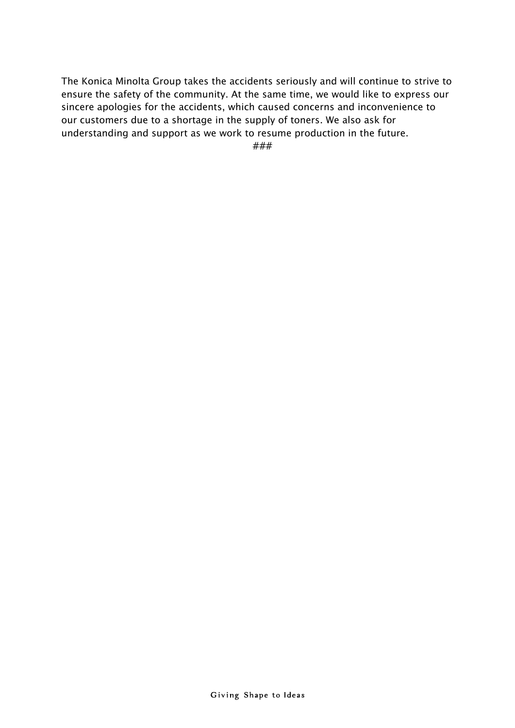The Konica Minolta Group takes the accidents seriously and will continue to strive to ensure the safety of the community. At the same time, we would like to express our sincere apologies for the accidents, which caused concerns and inconvenience to our customers due to a shortage in the supply of toners. We also ask for understanding and support as we work to resume production in the future.

###